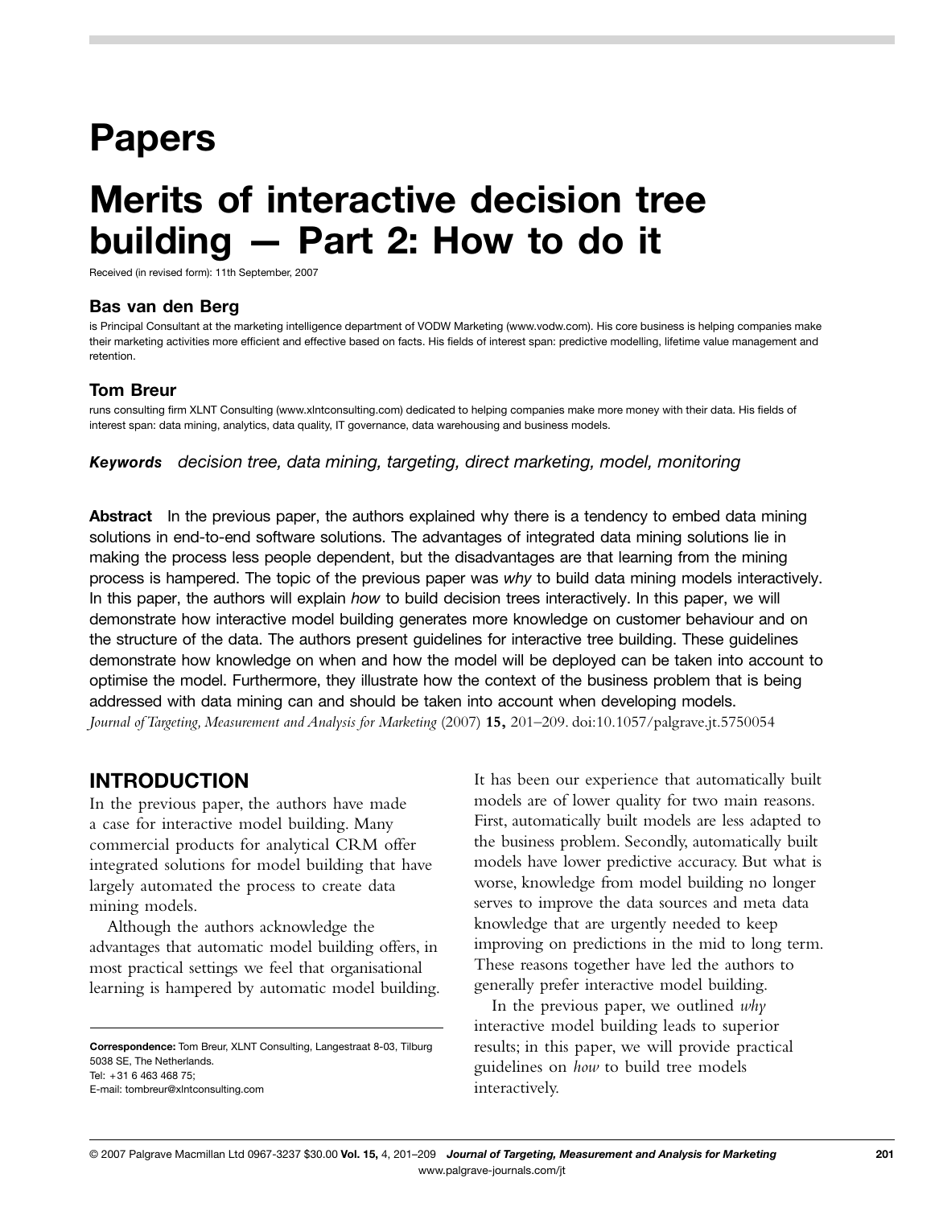# Papers

# Merits of interactive decision tree building — Part 2: How to do it

Received (in revised form): 11th September, 2007

### Bas van den Berg

is Principal Consultant at the marketing intelligence department of VODW Marketing (www.vodw.com). His core business is helping companies make their marketing activities more efficient and effective based on facts. His fields of interest span: predictive modelling, lifetime value management and retention.

### Tom Breur

runs consulting firm XLNT Consulting (www.xlntconsulting.com) dedicated to helping companies make more money with their data. His fields of interest span: data mining, analytics, data quality, IT governance, data warehousing and business models.

***Keywords*** *decision tree, data mining, targeting, direct marketing, model, monitoring*

**Abstract** In the previous paper, the authors explained why there is a tendency to embed data mining solutions in end-to-end software solutions. The advantages of integrated data mining solutions lie in making the process less people dependent, but the disadvantages are that learning from the mining process is hampered. The topic of the previous paper was *why* to build data mining models interactively. In this paper, the authors will explain *how* to build decision trees interactively. In this paper, we will demonstrate how interactive model building generates more knowledge on customer behaviour and on the structure of the data. The authors present guidelines for interactive tree building. These guidelines demonstrate how knowledge on when and how the model will be deployed can be taken into account to optimise the model. Furthermore, they illustrate how the context of the business problem that is being addressed with data mining can and should be taken into account when developing models.
*Journal of Targeting, Measurement and Analysis for Marketing* (2007) **15,** 201–209. doi:10.1057/palgrave.jt.5750054

## INTRODUCTION

In the previous paper, the authors have made a case for interactive model building. Many commercial products for analytical CRM offer integrated solutions for model building that have largely automated the process to create data mining models.

Although the authors acknowledge the advantages that automatic model building offers, in most practical settings we feel that organisational learning is hampered by automatic model building. It has been our experience that automatically built models are of lower quality for two main reasons. First, automatically built models are less adapted to the business problem. Secondly, automatically built models have lower predictive accuracy. But what is worse, knowledge from model building no longer serves to improve the data sources and meta data knowledge that are urgently needed to keep improving on predictions in the mid to long term. These reasons together have led the authors to generally prefer interactive model building.

In the previous paper, we outlined *why* interactive model building leads to superior results; in this paper, we will provide practical guidelines on *how* to build tree models interactively.

**Correspondence:** Tom Breur, XLNT Consulting, Langestraat 8-03, Tilburg 5038 SE, The Netherlands.
Tel: +31 6 463 468 75;
E-mail: tombreur@xlntconsulting.com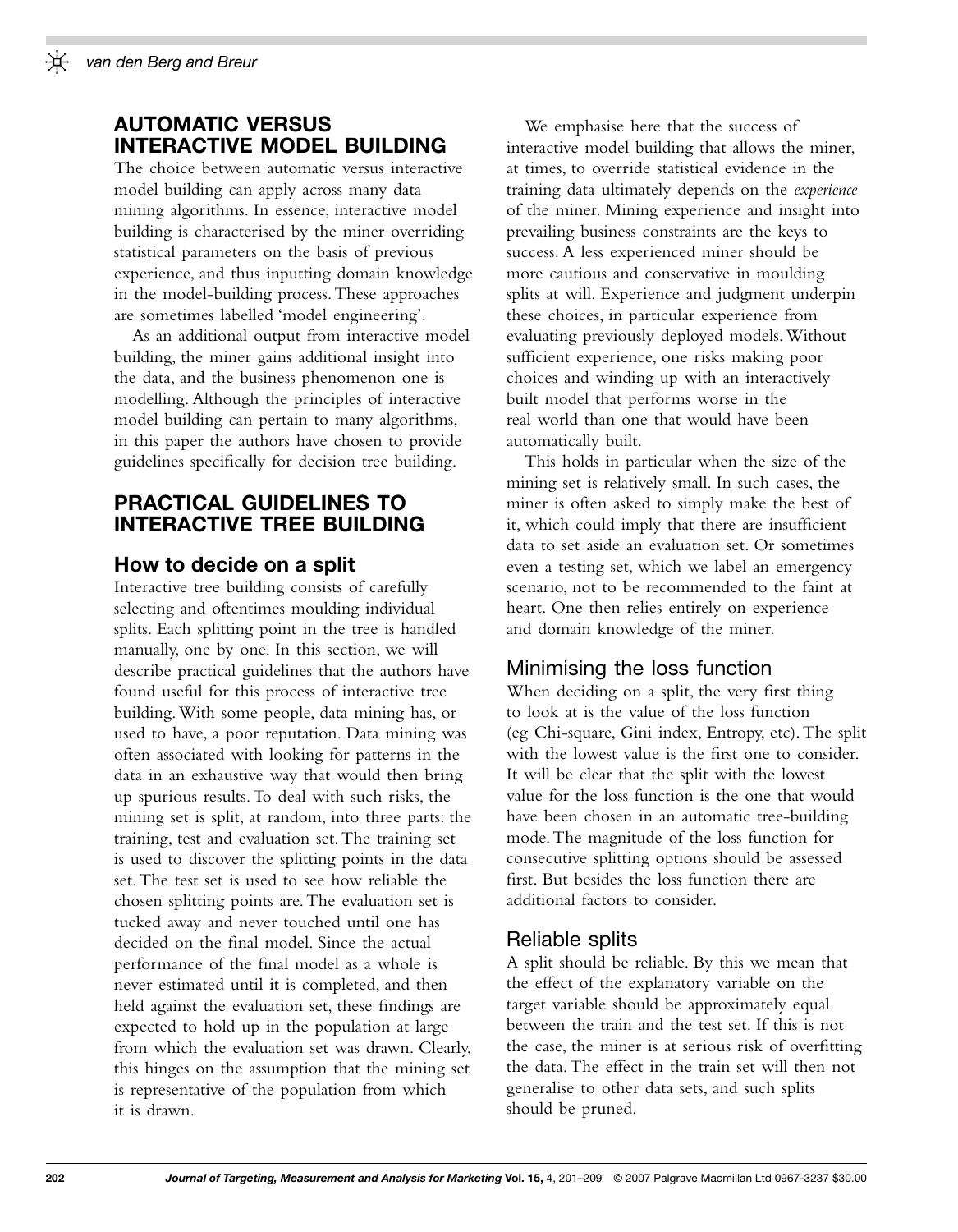## AUTOMATIC VERSUS INTERACTIVE MODEL BUILDING

The choice between automatic versus interactive model building can apply across many data mining algorithms. In essence, interactive model building is characterised by the miner overriding statistical parameters on the basis of previous experience, and thus inputting domain knowledge in the model-building process. These approaches are sometimes labelled 'model engineering'.

As an additional output from interactive model building, the miner gains additional insight into the data, and the business phenomenon one is modelling. Although the principles of interactive model building can pertain to many algorithms, in this paper the authors have chosen to provide guidelines specifically for decision tree building.

## PRACTICAL GUIDELINES TO INTERACTIVE TREE BUILDING

### How to decide on a split

Interactive tree building consists of carefully selecting and oftentimes moulding individual splits. Each splitting point in the tree is handled manually, one by one. In this section, we will describe practical guidelines that the authors have found useful for this process of interactive tree building. With some people, data mining has, or used to have, a poor reputation. Data mining was often associated with looking for patterns in the data in an exhaustive way that would then bring up spurious results. To deal with such risks, the mining set is split, at random, into three parts: the training, test and evaluation set. The training set is used to discover the splitting points in the data set. The test set is used to see how reliable the chosen splitting points are. The evaluation set is tucked away and never touched until one has decided on the final model. Since the actual performance of the final model as a whole is never estimated until it is completed, and then held against the evaluation set, these findings are expected to hold up in the population at large from which the evaluation set was drawn. Clearly, this hinges on the assumption that the mining set is representative of the population from which it is drawn.

We emphasise here that the success of interactive model building that allows the miner, at times, to override statistical evidence in the training data ultimately depends on the *experience* of the miner. Mining experience and insight into prevailing business constraints are the keys to success. A less experienced miner should be more cautious and conservative in moulding splits at will. Experience and judgment underpin these choices, in particular experience from evaluating previously deployed models. Without sufficient experience, one risks making poor choices and winding up with an interactively built model that performs worse in the real world than one that would have been automatically built.

This holds in particular when the size of the mining set is relatively small. In such cases, the miner is often asked to simply make the best of it, which could imply that there are insufficient data to set aside an evaluation set. Or sometimes even a testing set, which we label an emergency scenario, not to be recommended to the faint at heart. One then relies entirely on experience and domain knowledge of the miner.

### Minimising the loss function

When deciding on a split, the very first thing to look at is the value of the loss function (eg Chi-square, Gini index, Entropy, etc). The split with the lowest value is the first one to consider. It will be clear that the split with the lowest value for the loss function is the one that would have been chosen in an automatic tree-building mode. The magnitude of the loss function for consecutive splitting options should be assessed first. But besides the loss function there are additional factors to consider.

### Reliable splits

A split should be reliable. By this we mean that the effect of the explanatory variable on the target variable should be approximately equal between the train and the test set. If this is not the case, the miner is at serious risk of overfitting the data. The effect in the train set will then not generalise to other data sets, and such splits should be pruned.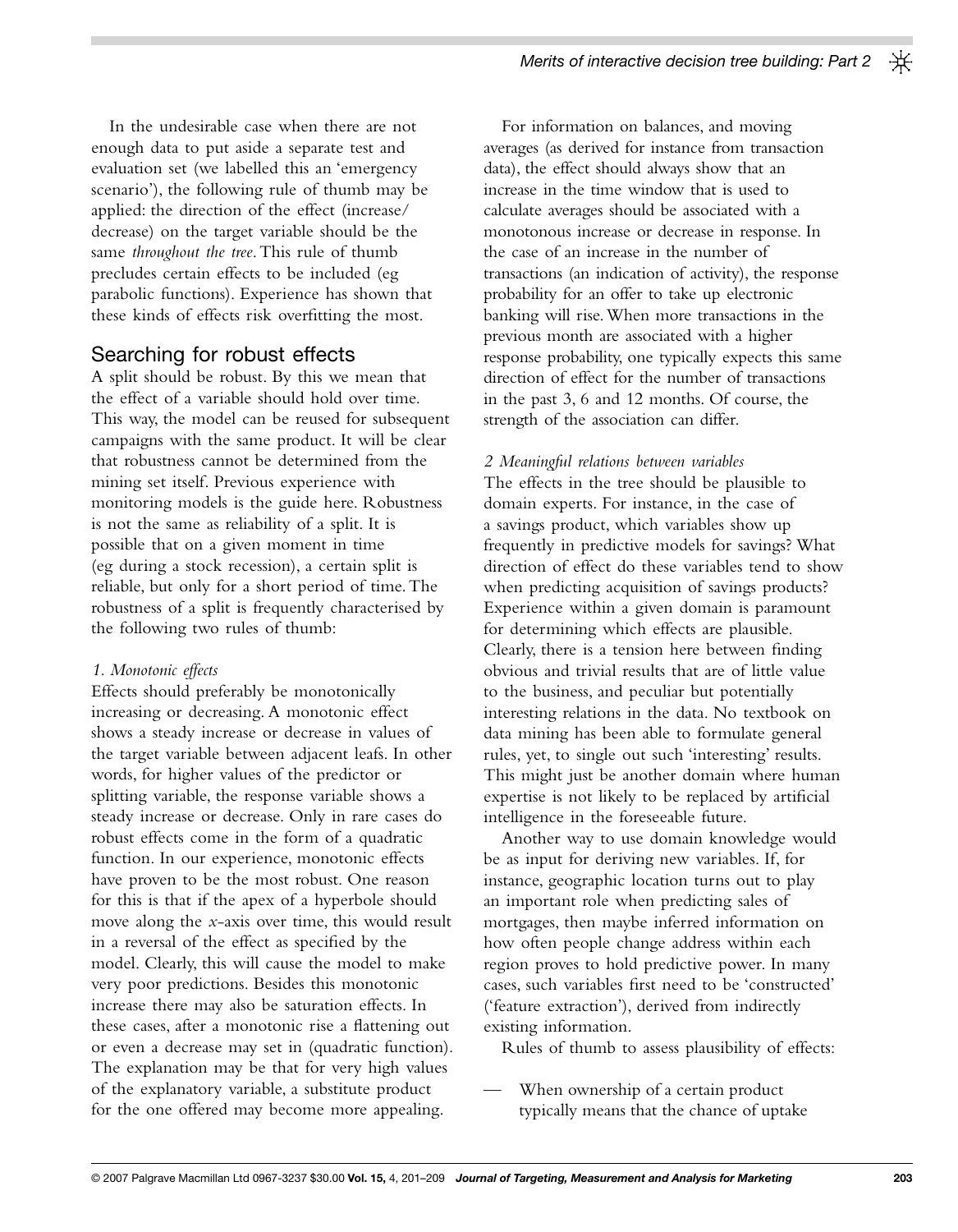In the undesirable case when there are not enough data to put aside a separate test and evaluation set (we labelled this an 'emergency scenario'), the following rule of thumb may be applied: the direction of the effect (increase/decrease) on the target variable should be the same *throughout the tree*. This rule of thumb precludes certain effects to be included (eg parabolic functions). Experience has shown that these kinds of effects risk overfitting the most.

## Searching for robust effects

A split should be robust. By this we mean that the effect of a variable should hold over time. This way, the model can be reused for subsequent campaigns with the same product. It will be clear that robustness cannot be determined from the mining set itself. Previous experience with monitoring models is the guide here. Robustness is not the same as reliability of a split. It is possible that on a given moment in time (eg during a stock recession), a certain split is reliable, but only for a short period of time. The robustness of a split is frequently characterised by the following two rules of thumb:

*1. Monotonic effects*

Effects should preferably be monotonically increasing or decreasing. A monotonic effect shows a steady increase or decrease in values of the target variable between adjacent leafs. In other words, for higher values of the predictor or splitting variable, the response variable shows a steady increase or decrease. Only in rare cases do robust effects come in the form of a quadratic function. In our experience, monotonic effects have proven to be the most robust. One reason for this is that if the apex of a hyperbole should move along the *x*-axis over time, this would result in a reversal of the effect as specified by the model. Clearly, this will cause the model to make very poor predictions. Besides this monotonic increase there may also be saturation effects. In these cases, after a monotonic rise a flattening out or even a decrease may set in (quadratic function). The explanation may be that for very high values of the explanatory variable, a substitute product for the one offered may become more appealing.

For information on balances, and moving averages (as derived for instance from transaction data), the effect should always show that an increase in the time window that is used to calculate averages should be associated with a monotonous increase or decrease in response. In the case of an increase in the number of transactions (an indication of activity), the response probability for an offer to take up electronic banking will rise. When more transactions in the previous month are associated with a higher response probability, one typically expects this same direction of effect for the number of transactions in the past 3, 6 and 12 months. Of course, the strength of the association can differ.

*2 Meaningful relations between variables*

The effects in the tree should be plausible to domain experts. For instance, in the case of a savings product, which variables show up frequently in predictive models for savings? What direction of effect do these variables tend to show when predicting acquisition of savings products? Experience within a given domain is paramount for determining which effects are plausible. Clearly, there is a tension here between finding obvious and trivial results that are of little value to the business, and peculiar but potentially interesting relations in the data. No textbook on data mining has been able to formulate general rules, yet, to single out such 'interesting' results. This might just be another domain where human expertise is not likely to be replaced by artificial intelligence in the foreseeable future.

Another way to use domain knowledge would be as input for deriving new variables. If, for instance, geographic location turns out to play an important role when predicting sales of mortgages, then maybe inferred information on how often people change address within each region proves to hold predictive power. In many cases, such variables first need to be 'constructed' ('feature extraction'), derived from indirectly existing information.

Rules of thumb to assess plausibility of effects:

- When ownership of a certain product typically means that the chance of uptake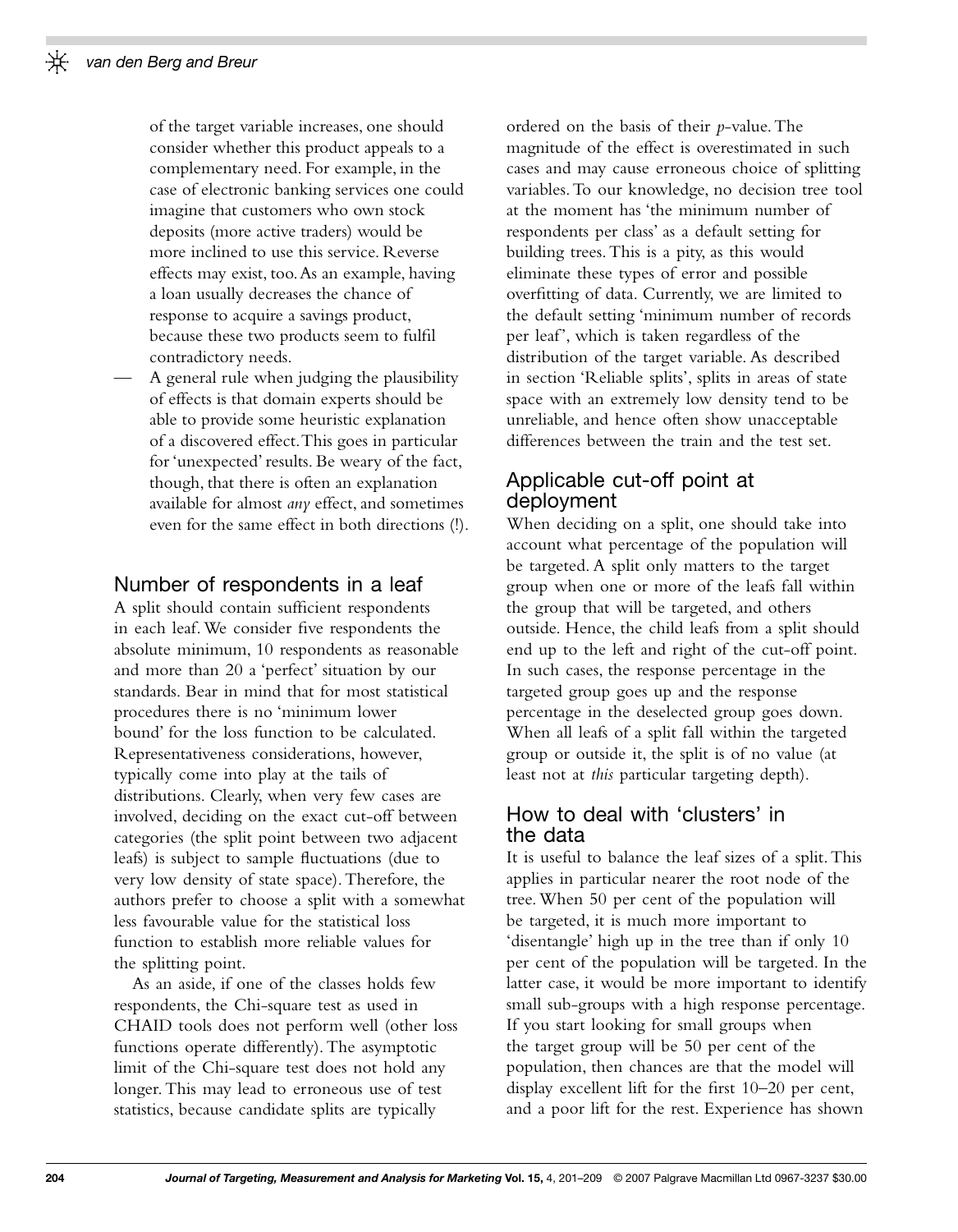of the target variable increases, one should consider whether this product appeals to a complementary need. For example, in the case of electronic banking services one could imagine that customers who own stock deposits (more active traders) would be more inclined to use this service. Reverse effects may exist, too. As an example, having a loan usually decreases the chance of response to acquire a savings product, because these two products seem to fulfil contradictory needs.

- A general rule when judging the plausibility of effects is that domain experts should be able to provide some heuristic explanation of a discovered effect. This goes in particular for 'unexpected' results. Be weary of the fact, though, that there is often an explanation available for almost *any* effect, and sometimes even for the same effect in both directions (!).

## Number of respondents in a leaf

A split should contain sufficient respondents in each leaf. We consider five respondents the absolute minimum, 10 respondents as reasonable and more than 20 a 'perfect' situation by our standards. Bear in mind that for most statistical procedures there is no 'minimum lower bound' for the loss function to be calculated. Representativeness considerations, however, typically come into play at the tails of distributions. Clearly, when very few cases are involved, deciding on the exact cut-off between categories (the split point between two adjacent leafs) is subject to sample fluctuations (due to very low density of state space). Therefore, the authors prefer to choose a split with a somewhat less favourable value for the statistical loss function to establish more reliable values for the splitting point.

As an aside, if one of the classes holds few respondents, the Chi-square test as used in CHAID tools does not perform well (other loss functions operate differently). The asymptotic limit of the Chi-square test does not hold any longer. This may lead to erroneous use of test statistics, because candidate splits are typically ordered on the basis of their *p*-value. The magnitude of the effect is overestimated in such cases and may cause erroneous choice of splitting variables. To our knowledge, no decision tree tool at the moment has 'the minimum number of respondents per class' as a default setting for building trees. This is a pity, as this would eliminate these types of error and possible overfitting of data. Currently, we are limited to the default setting 'minimum number of records per leaf', which is taken regardless of the distribution of the target variable. As described in section 'Reliable splits', splits in areas of state space with an extremely low density tend to be unreliable, and hence often show unacceptable differences between the train and the test set.

## Applicable cut-off point at deployment

When deciding on a split, one should take into account what percentage of the population will be targeted. A split only matters to the target group when one or more of the leafs fall within the group that will be targeted, and others outside. Hence, the child leafs from a split should end up to the left and right of the cut-off point. In such cases, the response percentage in the targeted group goes up and the response percentage in the deselected group goes down. When all leafs of a split fall within the targeted group or outside it, the split is of no value (at least not at *this* particular targeting depth).

## How to deal with 'clusters' in the data

It is useful to balance the leaf sizes of a split. This applies in particular nearer the root node of the tree. When 50 per cent of the population will be targeted, it is much more important to 'disentangle' high up in the tree than if only 10 per cent of the population will be targeted. In the latter case, it would be more important to identify small sub-groups with a high response percentage. If you start looking for small groups when the target group will be 50 per cent of the population, then chances are that the model will display excellent lift for the first 10–20 per cent, and a poor lift for the rest. Experience has shown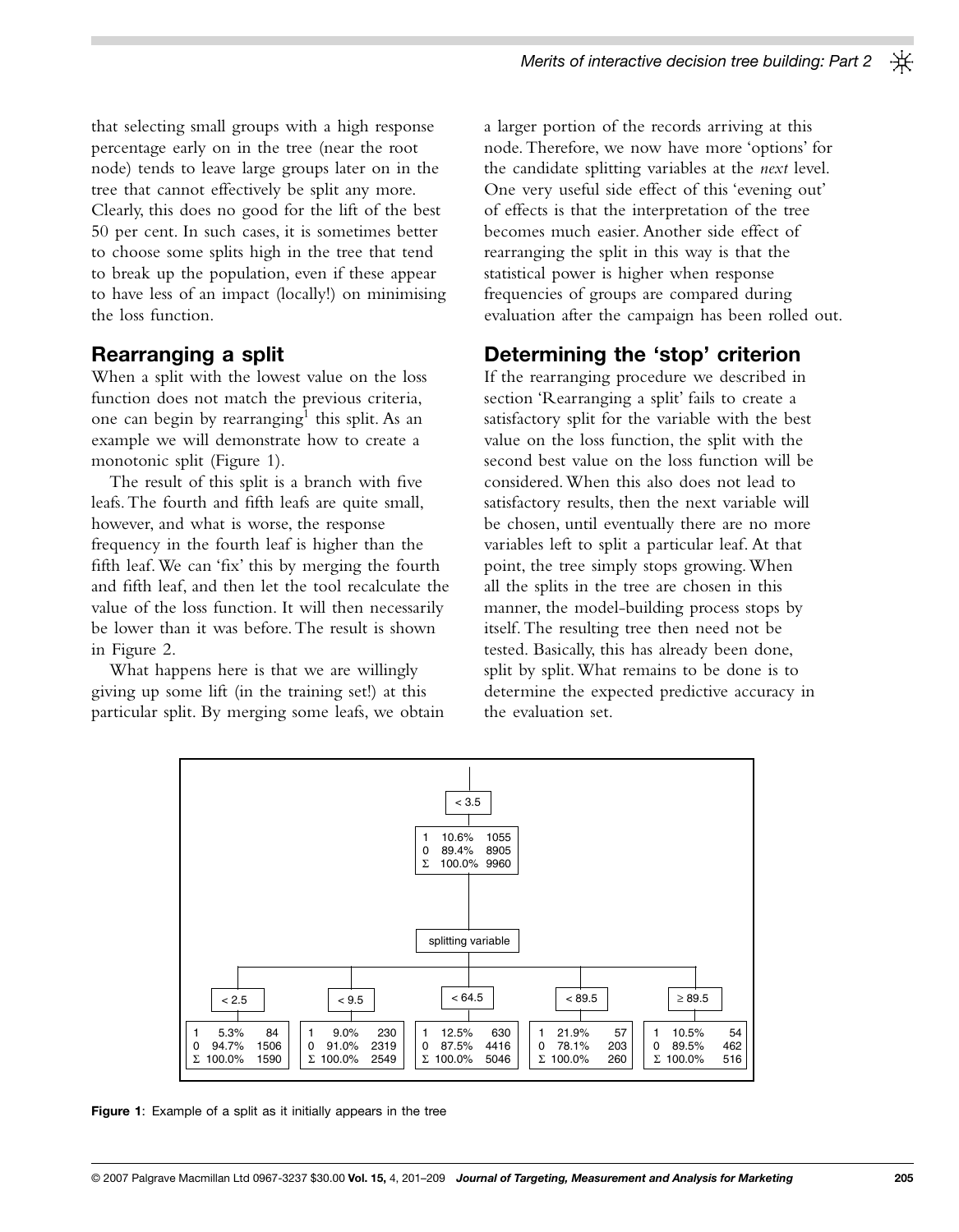that selecting small groups with a high response percentage early on in the tree (near the root node) tends to leave large groups later on in the tree that cannot effectively be split any more. Clearly, this does no good for the lift of the best 50 per cent. In such cases, it is sometimes better to choose some splits high in the tree that tend to break up the population, even if these appear to have less of an impact (locally!) on minimising the loss function.

## Rearranging a split

When a split with the lowest value on the loss function does not match the previous criteria, one can begin by rearranging[1] this split. As an example we will demonstrate how to create a monotonic split (Figure 1).

The result of this split is a branch with five leafs. The fourth and fifth leafs are quite small, however, and what is worse, the response frequency in the fourth leaf is higher than the fifth leaf. We can 'fix' this by merging the fourth and fifth leaf, and then let the tool recalculate the value of the loss function. It will then necessarily be lower than it was before. The result is shown in Figure 2.

What happens here is that we are willingly giving up some lift (in the training set!) at this particular split. By merging some leafs, we obtain a larger portion of the records arriving at this node. Therefore, we now have more 'options' for the candidate splitting variables at the *next* level. One very useful side effect of this 'evening out' of effects is that the interpretation of the tree becomes much easier. Another side effect of rearranging the split in this way is that the statistical power is higher when response frequencies of groups are compared during evaluation after the campaign has been rolled out.

## Determining the 'stop' criterion

If the rearranging procedure we described in section 'Rearranging a split' fails to create a satisfactory split for the variable with the best value on the loss function, the split with the second best value on the loss function will be considered. When this also does not lead to satisfactory results, then the next variable will be chosen, until eventually there are no more variables left to split a particular leaf. At that point, the tree simply stops growing. When all the splits in the tree are chosen in this manner, the model-building process stops by itself. The resulting tree then need not be tested. Basically, this has already been done, split by split. What remains to be done is to determine the expected predictive accuracy in the evaluation set.

Root node (< 3.5):

| | % | n |
|---|---|---|
| 1 | 10.6% | 1055 |
| 0 | 89.4% | 8905 |
| Σ | 100.0% | 9960 |

Splitting variable:

| Leaf | 1 (%) | 1 (n) | 0 (%) | 0 (n) | Σ (%) | Σ (n) |
|---|---|---|---|---|---|---|
| < 2.5 | 5.3% | 84 | 94.7% | 1506 | 100.0% | 1590 |
| < 9.5 | 9.0% | 230 | 91.0% | 2319 | 100.0% | 2549 |
| < 64.5 | 12.5% | 630 | 87.5% | 4416 | 100.0% | 5046 |
| < 89.5 | 21.9% | 57 | 78.1% | 203 | 100.0% | 260 |
| ≥ 89.5 | 10.5% | 54 | 89.5% | 462 | 100.0% | 516 |

**Figure 1**: Example of a split as it initially appears in the tree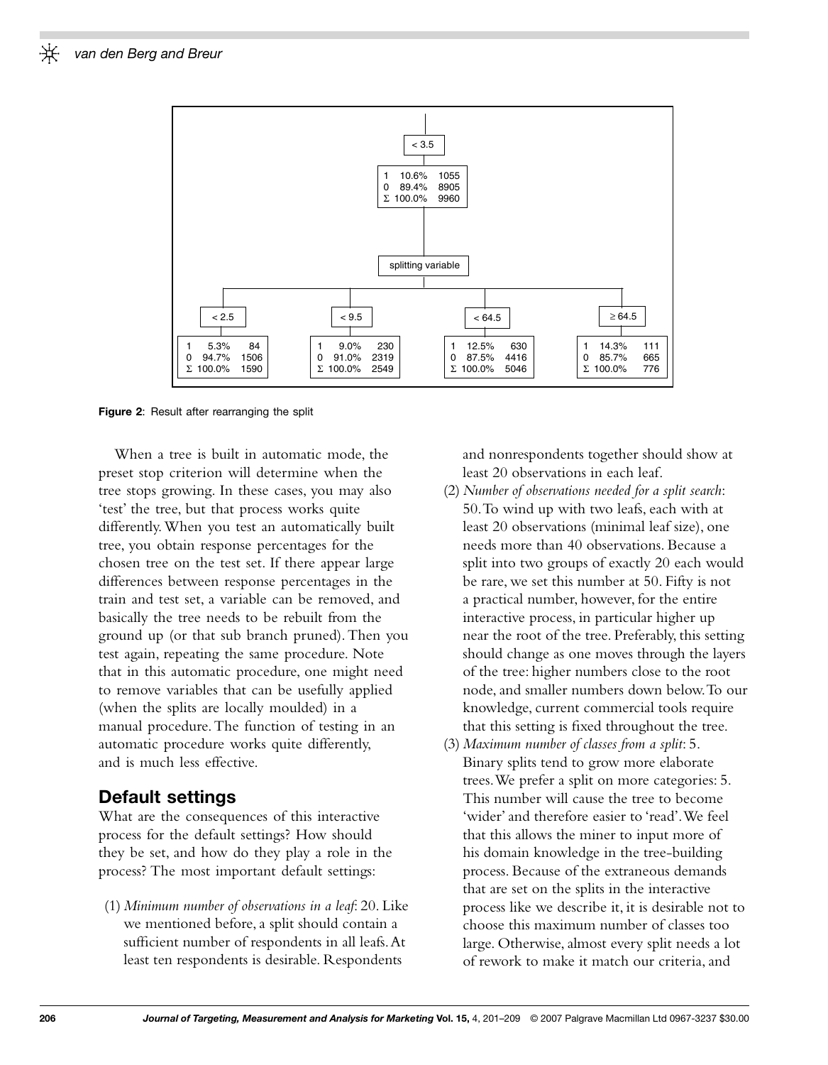| < 3.5 | | |
|---|---|---|
| 1 | 10.6% | 1055 |
| 0 | 89.4% | 8905 |
| Σ | 100.0% | 9960 |

splitting variable

| < 2.5 | | | < 9.5 | | | < 64.5 | | | ≥ 64.5 | | |
|---|---|---|---|---|---|---|---|---|---|---|---|
| 1 | 5.3% | 84 | 1 | 9.0% | 230 | 1 | 12.5% | 630 | 1 | 14.3% | 111 |
| 0 | 94.7% | 1506 | 0 | 91.0% | 2319 | 0 | 87.5% | 4416 | 0 | 85.7% | 665 |
| Σ | 100.0% | 1590 | Σ | 100.0% | 2549 | Σ | 100.0% | 5046 | Σ | 100.0% | 776 |

**Figure 2**: Result after rearranging the split

When a tree is built in automatic mode, the preset stop criterion will determine when the tree stops growing. In these cases, you may also 'test' the tree, but that process works quite differently. When you test an automatically built tree, you obtain response percentages for the chosen tree on the test set. If there appear large differences between response percentages in the train and test set, a variable can be removed, and basically the tree needs to be rebuilt from the ground up (or that sub branch pruned). Then you test again, repeating the same procedure. Note that in this automatic procedure, one might need to remove variables that can be usefully applied (when the splits are locally moulded) in a manual procedure. The function of testing in an automatic procedure works quite differently, and is much less effective.

## Default settings

What are the consequences of this interactive process for the default settings? How should they be set, and how do they play a role in the process? The most important default settings:

(1) *Minimum number of observations in a leaf*: 20. Like we mentioned before, a split should contain a sufficient number of respondents in all leafs. At least ten respondents is desirable. Respondents and nonrespondents together should show at least 20 observations in each leaf.

(2) *Number of observations needed for a split search*: 50. To wind up with two leafs, each with at least 20 observations (minimal leaf size), one needs more than 40 observations. Because a split into two groups of exactly 20 each would be rare, we set this number at 50. Fifty is not a practical number, however, for the entire interactive process, in particular higher up near the root of the tree. Preferably, this setting should change as one moves through the layers of the tree: higher numbers close to the root node, and smaller numbers down below. To our knowledge, current commercial tools require that this setting is fixed throughout the tree.

(3) *Maximum number of classes from a split*: 5. Binary splits tend to grow more elaborate trees. We prefer a split on more categories: 5. This number will cause the tree to become 'wider' and therefore easier to 'read'. We feel that this allows the miner to input more of his domain knowledge in the tree-building process. Because of the extraneous demands that are set on the splits in the interactive process like we describe it, it is desirable not to choose this maximum number of classes too large. Otherwise, almost every split needs a lot of rework to make it match our criteria, and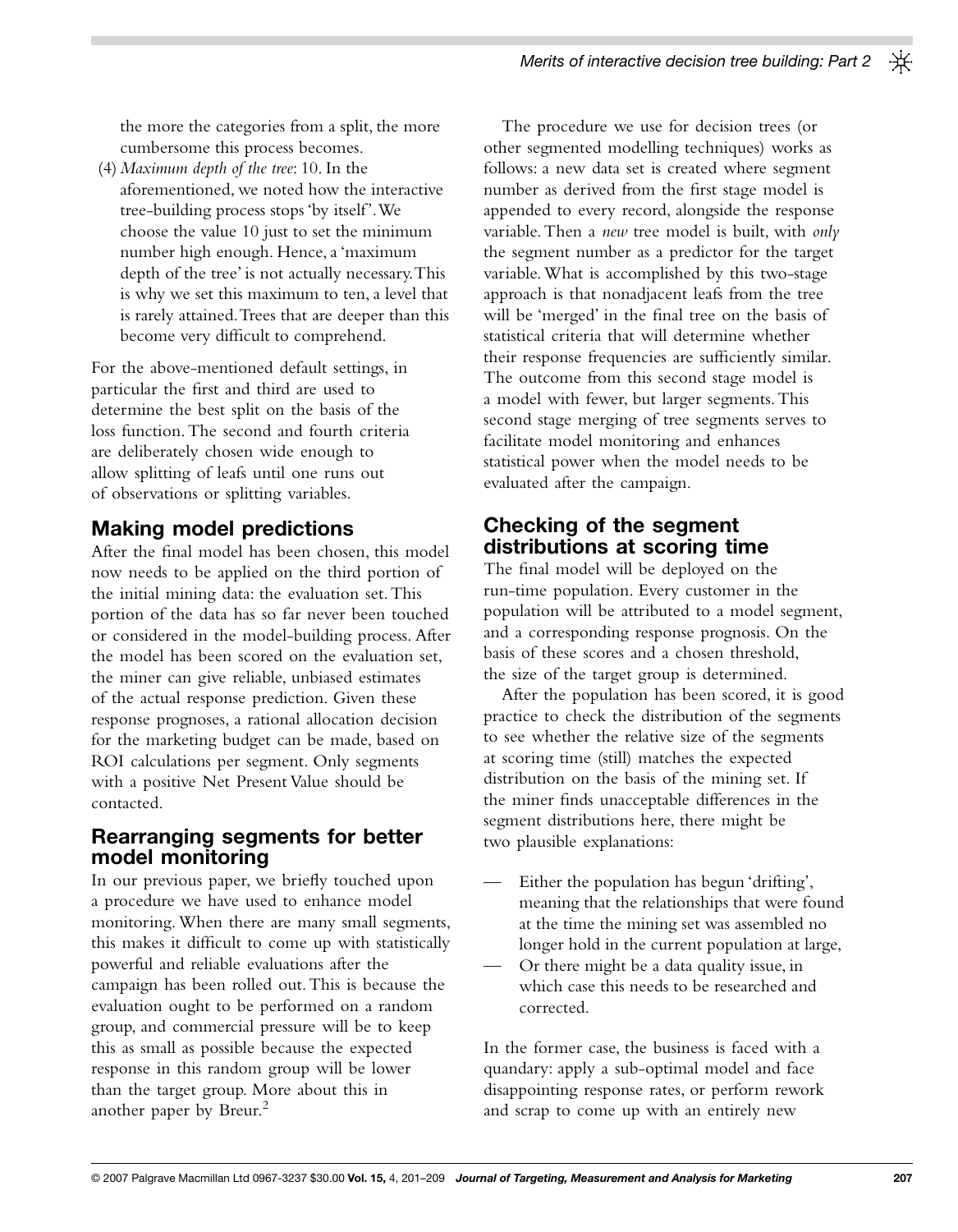the more the categories from a split, the more cumbersome this process becomes.

(4) *Maximum depth of the tree*: 10. In the aforementioned, we noted how the interactive tree-building process stops 'by itself'. We choose the value 10 just to set the minimum number high enough. Hence, a 'maximum depth of the tree' is not actually necessary. This is why we set this maximum to ten, a level that is rarely attained. Trees that are deeper than this become very difficult to comprehend.

For the above-mentioned default settings, in particular the first and third are used to determine the best split on the basis of the loss function. The second and fourth criteria are deliberately chosen wide enough to allow splitting of leafs until one runs out of observations or splitting variables.

## Making model predictions

After the final model has been chosen, this model now needs to be applied on the third portion of the initial mining data: the evaluation set. This portion of the data has so far never been touched or considered in the model-building process. After the model has been scored on the evaluation set, the miner can give reliable, unbiased estimates of the actual response prediction. Given these response prognoses, a rational allocation decision for the marketing budget can be made, based on ROI calculations per segment. Only segments with a positive Net Present Value should be contacted.

## Rearranging segments for better model monitoring

In our previous paper, we briefly touched upon a procedure we have used to enhance model monitoring. When there are many small segments, this makes it difficult to come up with statistically powerful and reliable evaluations after the campaign has been rolled out. This is because the evaluation ought to be performed on a random group, and commercial pressure will be to keep this as small as possible because the expected response in this random group will be lower than the target group. More about this in another paper by Breur.[2]

The procedure we use for decision trees (or other segmented modelling techniques) works as follows: a new data set is created where segment number as derived from the first stage model is appended to every record, alongside the response variable. Then a *new* tree model is built, with *only* the segment number as a predictor for the target variable. What is accomplished by this two-stage approach is that nonadjacent leafs from the tree will be 'merged' in the final tree on the basis of statistical criteria that will determine whether their response frequencies are sufficiently similar. The outcome from this second stage model is a model with fewer, but larger segments. This second stage merging of tree segments serves to facilitate model monitoring and enhances statistical power when the model needs to be evaluated after the campaign.

## Checking of the segment distributions at scoring time

The final model will be deployed on the run-time population. Every customer in the population will be attributed to a model segment, and a corresponding response prognosis. On the basis of these scores and a chosen threshold, the size of the target group is determined.

After the population has been scored, it is good practice to check the distribution of the segments to see whether the relative size of the segments at scoring time (still) matches the expected distribution on the basis of the mining set. If the miner finds unacceptable differences in the segment distributions here, there might be two plausible explanations:

- Either the population has begun 'drifting', meaning that the relationships that were found at the time the mining set was assembled no longer hold in the current population at large,
- Or there might be a data quality issue, in which case this needs to be researched and corrected.

In the former case, the business is faced with a quandary: apply a sub-optimal model and face disappointing response rates, or perform rework and scrap to come up with an entirely new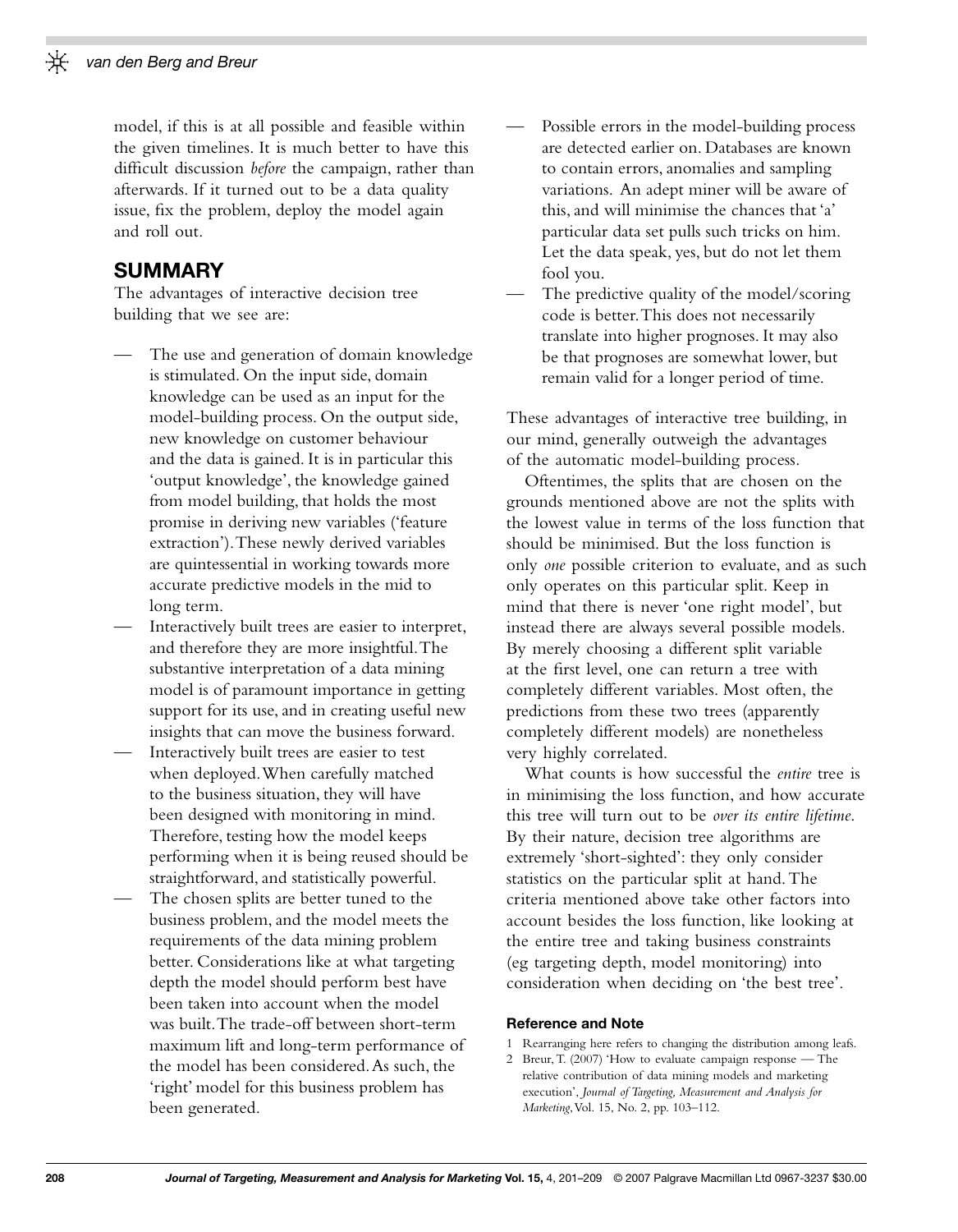model, if this is at all possible and feasible within the given timelines. It is much better to have this difficult discussion *before* the campaign, rather than afterwards. If it turned out to be a data quality issue, fix the problem, deploy the model again and roll out.

## SUMMARY

The advantages of interactive decision tree building that we see are:

- The use and generation of domain knowledge is stimulated. On the input side, domain knowledge can be used as an input for the model-building process. On the output side, new knowledge on customer behaviour and the data is gained. It is in particular this 'output knowledge', the knowledge gained from model building, that holds the most promise in deriving new variables ('feature extraction'). These newly derived variables are quintessential in working towards more accurate predictive models in the mid to long term.
- Interactively built trees are easier to interpret, and therefore they are more insightful. The substantive interpretation of a data mining model is of paramount importance in getting support for its use, and in creating useful new insights that can move the business forward.
- Interactively built trees are easier to test when deployed. When carefully matched to the business situation, they will have been designed with monitoring in mind. Therefore, testing how the model keeps performing when it is being reused should be straightforward, and statistically powerful.
- The chosen splits are better tuned to the business problem, and the model meets the requirements of the data mining problem better. Considerations like at what targeting depth the model should perform best have been taken into account when the model was built. The trade-off between short-term maximum lift and long-term performance of the model has been considered. As such, the 'right' model for this business problem has been generated.
- Possible errors in the model-building process are detected earlier on. Databases are known to contain errors, anomalies and sampling variations. An adept miner will be aware of this, and will minimise the chances that 'a' particular data set pulls such tricks on him. Let the data speak, yes, but do not let them fool you.
- The predictive quality of the model/scoring code is better. This does not necessarily translate into higher prognoses. It may also be that prognoses are somewhat lower, but remain valid for a longer period of time.

These advantages of interactive tree building, in our mind, generally outweigh the advantages of the automatic model-building process.

Oftentimes, the splits that are chosen on the grounds mentioned above are not the splits with the lowest value in terms of the loss function that should be minimised. But the loss function is only *one* possible criterion to evaluate, and as such only operates on this particular split. Keep in mind that there is never 'one right model', but instead there are always several possible models. By merely choosing a different split variable at the first level, one can return a tree with completely different variables. Most often, the predictions from these two trees (apparently completely different models) are nonetheless very highly correlated.

What counts is how successful the *entire* tree is in minimising the loss function, and how accurate this tree will turn out to be *over its entire lifetime*. By their nature, decision tree algorithms are extremely 'short-sighted': they only consider statistics on the particular split at hand. The criteria mentioned above take other factors into account besides the loss function, like looking at the entire tree and taking business constraints (eg targeting depth, model monitoring) into consideration when deciding on 'the best tree'.

#### Reference and Note

1 Rearranging here refers to changing the distribution among leafs.

2 Breur, T. (2007) 'How to evaluate campaign response — The relative contribution of data mining models and marketing execution', *Journal of Targeting, Measurement and Analysis for Marketing*, Vol. 15, No. 2, pp. 103–112.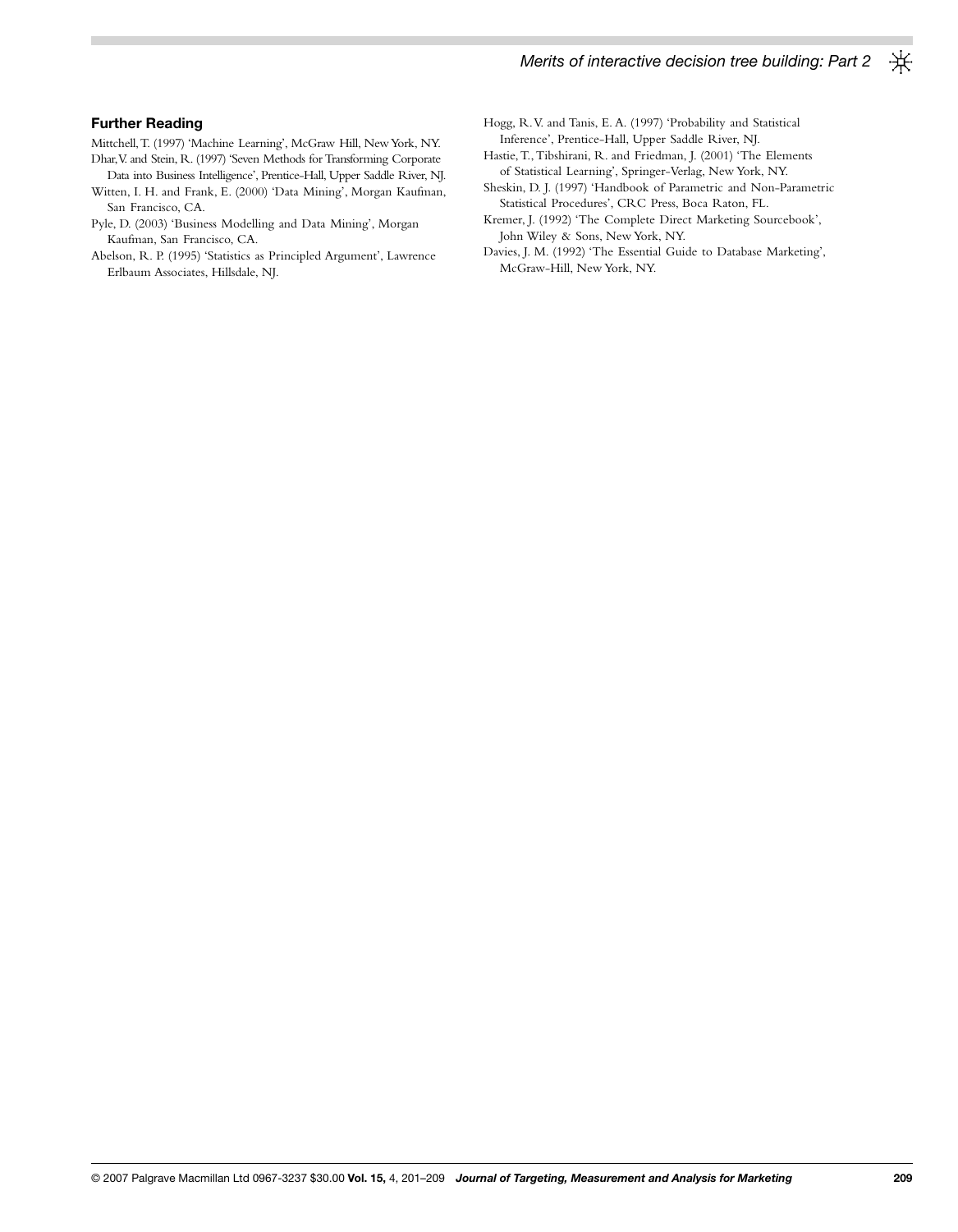### Further Reading

Mittchell, T. (1997) 'Machine Learning', McGraw Hill, New York, NY.

Dhar, V. and Stein, R. (1997) 'Seven Methods for Transforming Corporate Data into Business Intelligence', Prentice-Hall, Upper Saddle River, NJ.

Witten, I. H. and Frank, E. (2000) 'Data Mining', Morgan Kaufman, San Francisco, CA.

Pyle, D. (2003) 'Business Modelling and Data Mining', Morgan Kaufman, San Francisco, CA.

Abelson, R. P. (1995) 'Statistics as Principled Argument', Lawrence Erlbaum Associates, Hillsdale, NJ.

Hogg, R. V. and Tanis, E. A. (1997) 'Probability and Statistical Inference', Prentice-Hall, Upper Saddle River, NJ.

Hastie, T., Tibshirani, R. and Friedman, J. (2001) 'The Elements of Statistical Learning', Springer-Verlag, New York, NY.

Sheskin, D. J. (1997) 'Handbook of Parametric and Non-Parametric Statistical Procedures', CRC Press, Boca Raton, FL.

Kremer, J. (1992) 'The Complete Direct Marketing Sourcebook', John Wiley & Sons, New York, NY.

Davies, J. M. (1992) 'The Essential Guide to Database Marketing', McGraw-Hill, New York, NY.